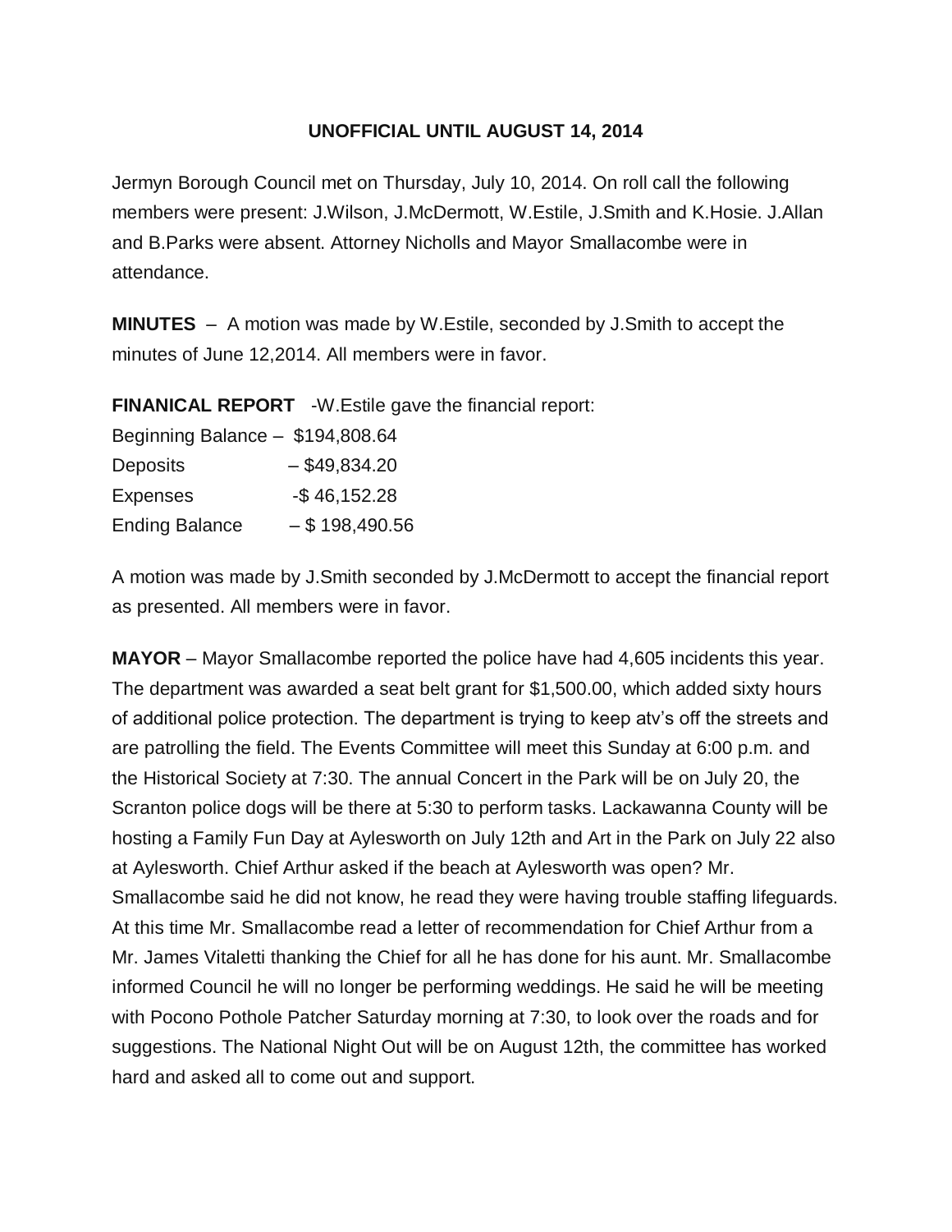**UNOFFICIAL UNTIL AUGUST 14, 2014**

Jermyn Borough Council met on Thursday, July 10, 2014. On roll call the following members were present: J.Wilson, J.McDermott, W.Estile, J.Smith and K.Hosie. J.Allan and B.Parks were absent. Attorney Nicholls and Mayor Smallacombe were in attendance.

**MINUTES** – A motion was made by W.Estile, seconded by J.Smith to accept the minutes of June 12,2014. All members were in favor.

**FINANICAL REPORT** -W.Estile gave the financial report:

Beginning Balance – $194,808.64
Deposits – $49,834.20
Expenses -$ 46,152.28
Ending Balance – $ 198,490.56

A motion was made by J.Smith seconded by J.McDermott to accept the financial report as presented. All members were in favor.

**MAYOR** – Mayor Smallacombe reported the police have had 4,605 incidents this year. The department was awarded a seat belt grant for $1,500.00, which added sixty hours of additional police protection. The department is trying to keep atv's off the streets and are patrolling the field. The Events Committee will meet this Sunday at 6:00 p.m. and the Historical Society at 7:30. The annual Concert in the Park will be on July 20, the Scranton police dogs will be there at 5:30 to perform tasks. Lackawanna County will be hosting a Family Fun Day at Aylesworth on July 12th and Art in the Park on July 22 also at Aylesworth. Chief Arthur asked if the beach at Aylesworth was open? Mr. Smallacombe said he did not know, he read they were having trouble staffing lifeguards. At this time Mr. Smallacombe read a letter of recommendation for Chief Arthur from a Mr. James Vitaletti thanking the Chief for all he has done for his aunt. Mr. Smallacombe informed Council he will no longer be performing weddings. He said he will be meeting with Pocono Pothole Patcher Saturday morning at 7:30, to look over the roads and for suggestions. The National Night Out will be on August 12th, the committee has worked hard and asked all to come out and support.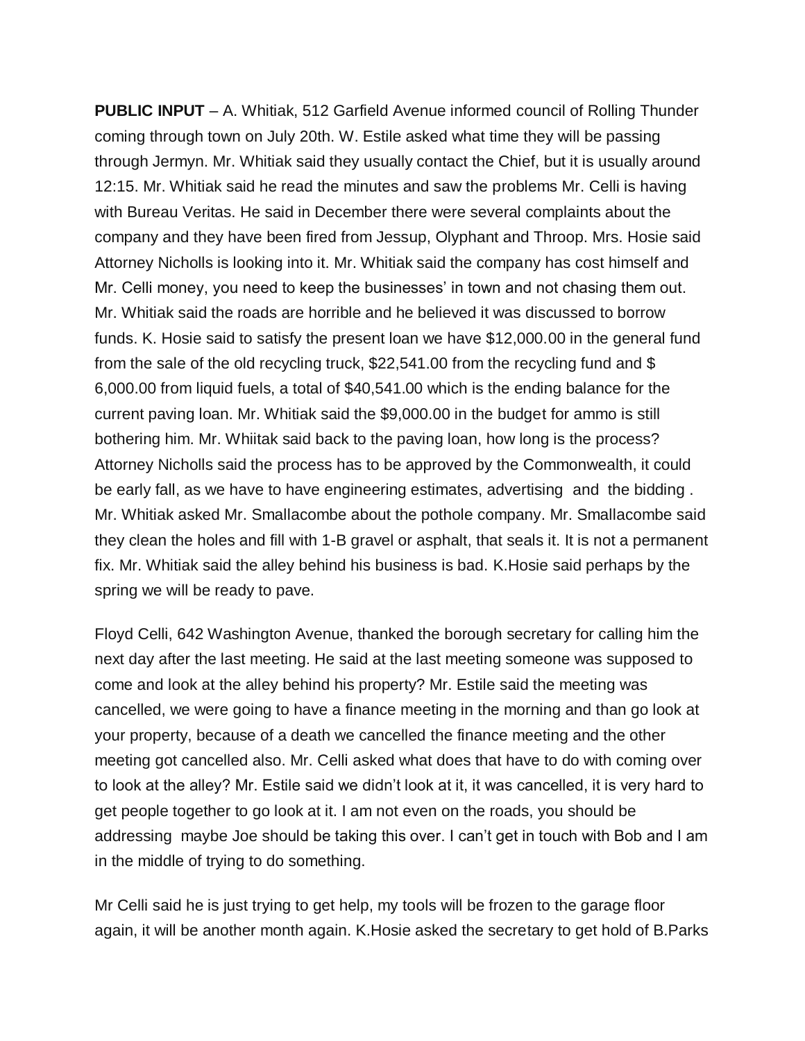**PUBLIC INPUT** – A. Whitiak, 512 Garfield Avenue informed council of Rolling Thunder coming through town on July 20th. W. Estile asked what time they will be passing through Jermyn. Mr. Whitiak said they usually contact the Chief, but it is usually around 12:15. Mr. Whitiak said he read the minutes and saw the problems Mr. Celli is having with Bureau Veritas. He said in December there were several complaints about the company and they have been fired from Jessup, Olyphant and Throop. Mrs. Hosie said Attorney Nicholls is looking into it. Mr. Whitiak said the company has cost himself and Mr. Celli money, you need to keep the businesses' in town and not chasing them out. Mr. Whitiak said the roads are horrible and he believed it was discussed to borrow funds. K. Hosie said to satisfy the present loan we have $12,000.00 in the general fund from the sale of the old recycling truck, $22,541.00 from the recycling fund and $ 6,000.00 from liquid fuels, a total of $40,541.00 which is the ending balance for the current paving loan. Mr. Whitiak said the $9,000.00 in the budget for ammo is still bothering him. Mr. Whiitak said back to the paving loan, how long is the process? Attorney Nicholls said the process has to be approved by the Commonwealth, it could be early fall, as we have to have engineering estimates, advertising and the bidding . Mr. Whitiak asked Mr. Smallacombe about the pothole company. Mr. Smallacombe said they clean the holes and fill with 1-B gravel or asphalt, that seals it. It is not a permanent fix. Mr. Whitiak said the alley behind his business is bad. K.Hosie said perhaps by the spring we will be ready to pave.

Floyd Celli, 642 Washington Avenue, thanked the borough secretary for calling him the next day after the last meeting. He said at the last meeting someone was supposed to come and look at the alley behind his property? Mr. Estile said the meeting was cancelled, we were going to have a finance meeting in the morning and than go look at your property, because of a death we cancelled the finance meeting and the other meeting got cancelled also. Mr. Celli asked what does that have to do with coming over to look at the alley? Mr. Estile said we didn't look at it, it was cancelled, it is very hard to get people together to go look at it. I am not even on the roads, you should be addressing maybe Joe should be taking this over. I can't get in touch with Bob and I am in the middle of trying to do something.

Mr Celli said he is just trying to get help, my tools will be frozen to the garage floor again, it will be another month again. K.Hosie asked the secretary to get hold of B.Parks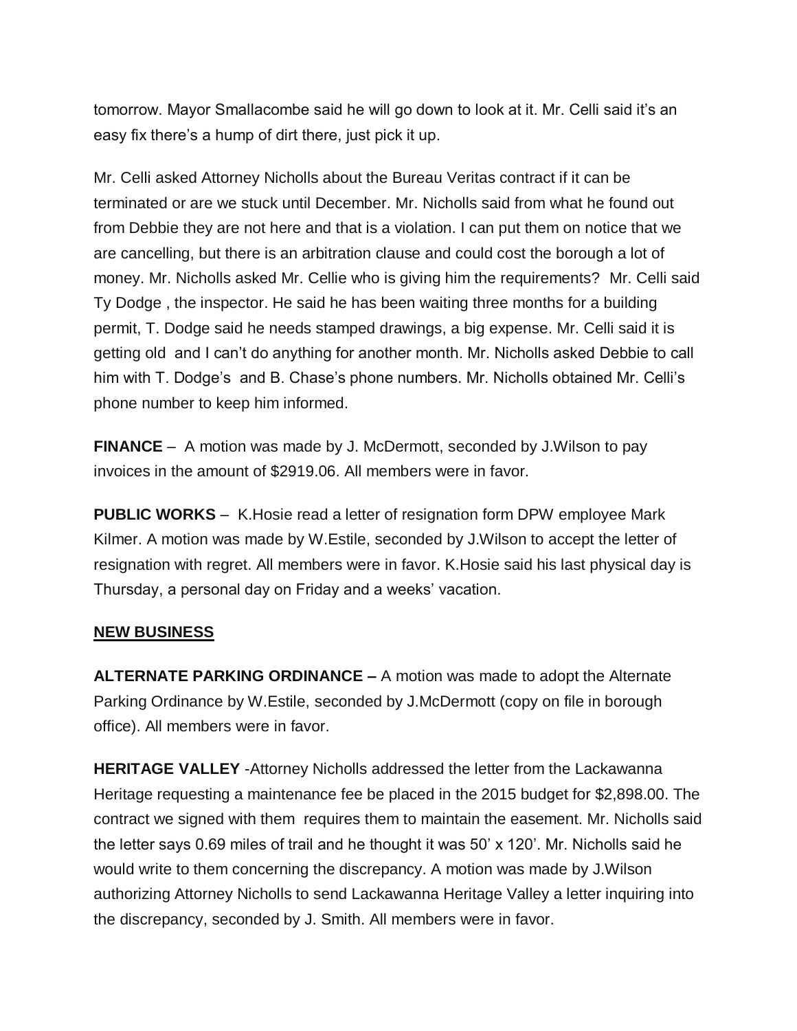tomorrow. Mayor Smallacombe said he will go down to look at it. Mr. Celli said it's an easy fix there's a hump of dirt there, just pick it up.

Mr. Celli asked Attorney Nicholls about the Bureau Veritas contract if it can be terminated or are we stuck until December. Mr. Nicholls said from what he found out from Debbie they are not here and that is a violation. I can put them on notice that we are cancelling, but there is an arbitration clause and could cost the borough a lot of money. Mr. Nicholls asked Mr. Cellie who is giving him the requirements? Mr. Celli said Ty Dodge , the inspector. He said he has been waiting three months for a building permit, T. Dodge said he needs stamped drawings, a big expense. Mr. Celli said it is getting old and I can't do anything for another month. Mr. Nicholls asked Debbie to call him with T. Dodge's and B. Chase's phone numbers. Mr. Nicholls obtained Mr. Celli's phone number to keep him informed.

**FINANCE** – A motion was made by J. McDermott, seconded by J.Wilson to pay invoices in the amount of $2919.06. All members were in favor.

**PUBLIC WORKS** – K.Hosie read a letter of resignation form DPW employee Mark Kilmer. A motion was made by W.Estile, seconded by J.Wilson to accept the letter of resignation with regret. All members were in favor. K.Hosie said his last physical day is Thursday, a personal day on Friday and a weeks' vacation.

## NEW BUSINESS

**ALTERNATE PARKING ORDINANCE –** A motion was made to adopt the Alternate Parking Ordinance by W.Estile, seconded by J.McDermott (copy on file in borough office). All members were in favor.

**HERITAGE VALLEY** -Attorney Nicholls addressed the letter from the Lackawanna Heritage requesting a maintenance fee be placed in the 2015 budget for $2,898.00. The contract we signed with them requires them to maintain the easement. Mr. Nicholls said the letter says 0.69 miles of trail and he thought it was 50' x 120'. Mr. Nicholls said he would write to them concerning the discrepancy. A motion was made by J.Wilson authorizing Attorney Nicholls to send Lackawanna Heritage Valley a letter inquiring into the discrepancy, seconded by J. Smith. All members were in favor.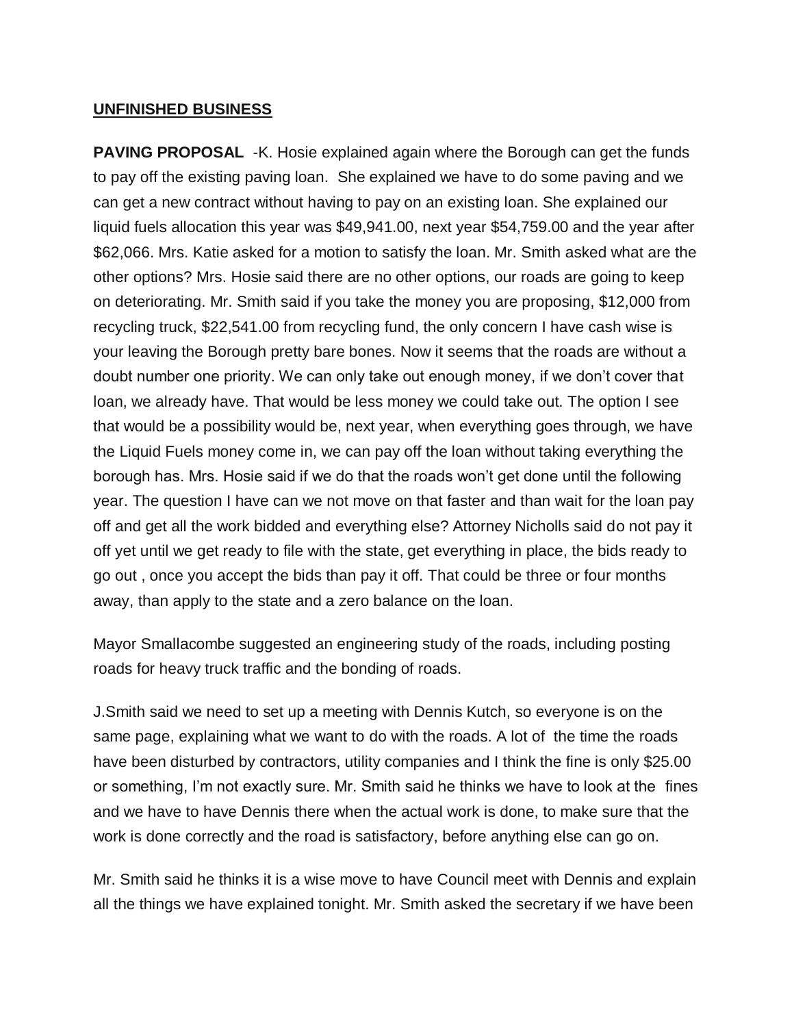## UNFINISHED BUSINESS

**PAVING PROPOSAL** -K. Hosie explained again where the Borough can get the funds to pay off the existing paving loan. She explained we have to do some paving and we can get a new contract without having to pay on an existing loan. She explained our liquid fuels allocation this year was $49,941.00, next year $54,759.00 and the year after $62,066. Mrs. Katie asked for a motion to satisfy the loan. Mr. Smith asked what are the other options? Mrs. Hosie said there are no other options, our roads are going to keep on deteriorating. Mr. Smith said if you take the money you are proposing, $12,000 from recycling truck, $22,541.00 from recycling fund, the only concern I have cash wise is your leaving the Borough pretty bare bones. Now it seems that the roads are without a doubt number one priority. We can only take out enough money, if we don't cover that loan, we already have. That would be less money we could take out. The option I see that would be a possibility would be, next year, when everything goes through, we have the Liquid Fuels money come in, we can pay off the loan without taking everything the borough has. Mrs. Hosie said if we do that the roads won't get done until the following year. The question I have can we not move on that faster and than wait for the loan pay off and get all the work bidded and everything else? Attorney Nicholls said do not pay it off yet until we get ready to file with the state, get everything in place, the bids ready to go out , once you accept the bids than pay it off. That could be three or four months away, than apply to the state and a zero balance on the loan.

Mayor Smallacombe suggested an engineering study of the roads, including posting roads for heavy truck traffic and the bonding of roads.

J.Smith said we need to set up a meeting with Dennis Kutch, so everyone is on the same page, explaining what we want to do with the roads. A lot of the time the roads have been disturbed by contractors, utility companies and I think the fine is only $25.00 or something, I'm not exactly sure. Mr. Smith said he thinks we have to look at the fines and we have to have Dennis there when the actual work is done, to make sure that the work is done correctly and the road is satisfactory, before anything else can go on.

Mr. Smith said he thinks it is a wise move to have Council meet with Dennis and explain all the things we have explained tonight. Mr. Smith asked the secretary if we have been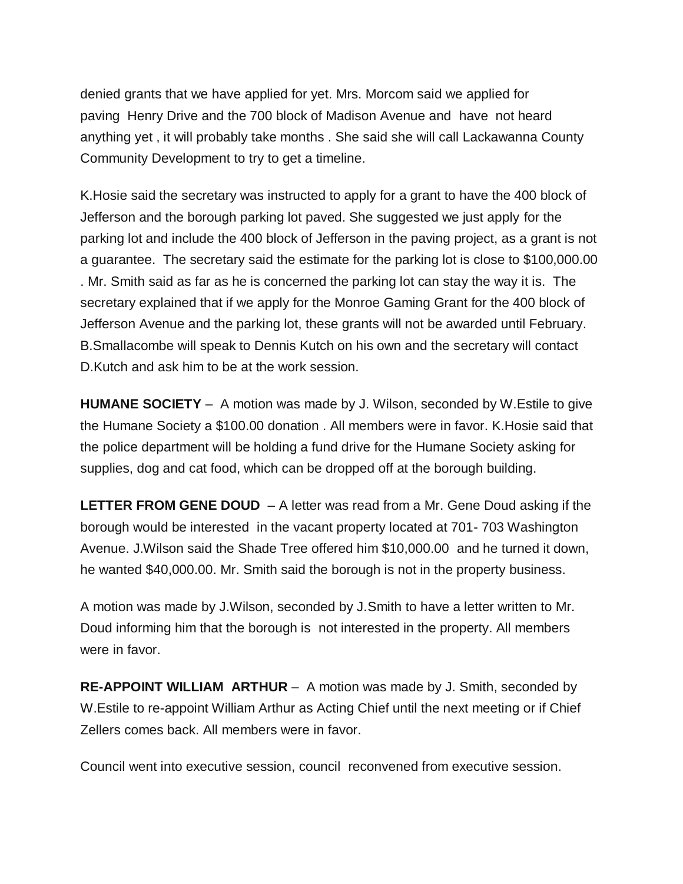denied grants that we have applied for yet. Mrs. Morcom said we applied for paving Henry Drive and the 700 block of Madison Avenue and have not heard anything yet , it will probably take months . She said she will call Lackawanna County Community Development to try to get a timeline.

K.Hosie said the secretary was instructed to apply for a grant to have the 400 block of Jefferson and the borough parking lot paved. She suggested we just apply for the parking lot and include the 400 block of Jefferson in the paving project, as a grant is not a guarantee. The secretary said the estimate for the parking lot is close to $100,000.00 . Mr. Smith said as far as he is concerned the parking lot can stay the way it is. The secretary explained that if we apply for the Monroe Gaming Grant for the 400 block of Jefferson Avenue and the parking lot, these grants will not be awarded until February. B.Smallacombe will speak to Dennis Kutch on his own and the secretary will contact D.Kutch and ask him to be at the work session.

**HUMANE SOCIETY** – A motion was made by J. Wilson, seconded by W.Estile to give the Humane Society a $100.00 donation . All members were in favor. K.Hosie said that the police department will be holding a fund drive for the Humane Society asking for supplies, dog and cat food, which can be dropped off at the borough building.

**LETTER FROM GENE DOUD** – A letter was read from a Mr. Gene Doud asking if the borough would be interested in the vacant property located at 701- 703 Washington Avenue. J.Wilson said the Shade Tree offered him $10,000.00 and he turned it down, he wanted $40,000.00. Mr. Smith said the borough is not in the property business.

A motion was made by J.Wilson, seconded by J.Smith to have a letter written to Mr. Doud informing him that the borough is not interested in the property. All members were in favor.

**RE-APPOINT WILLIAM ARTHUR** – A motion was made by J. Smith, seconded by W.Estile to re-appoint William Arthur as Acting Chief until the next meeting or if Chief Zellers comes back. All members were in favor.

Council went into executive session, council reconvened from executive session.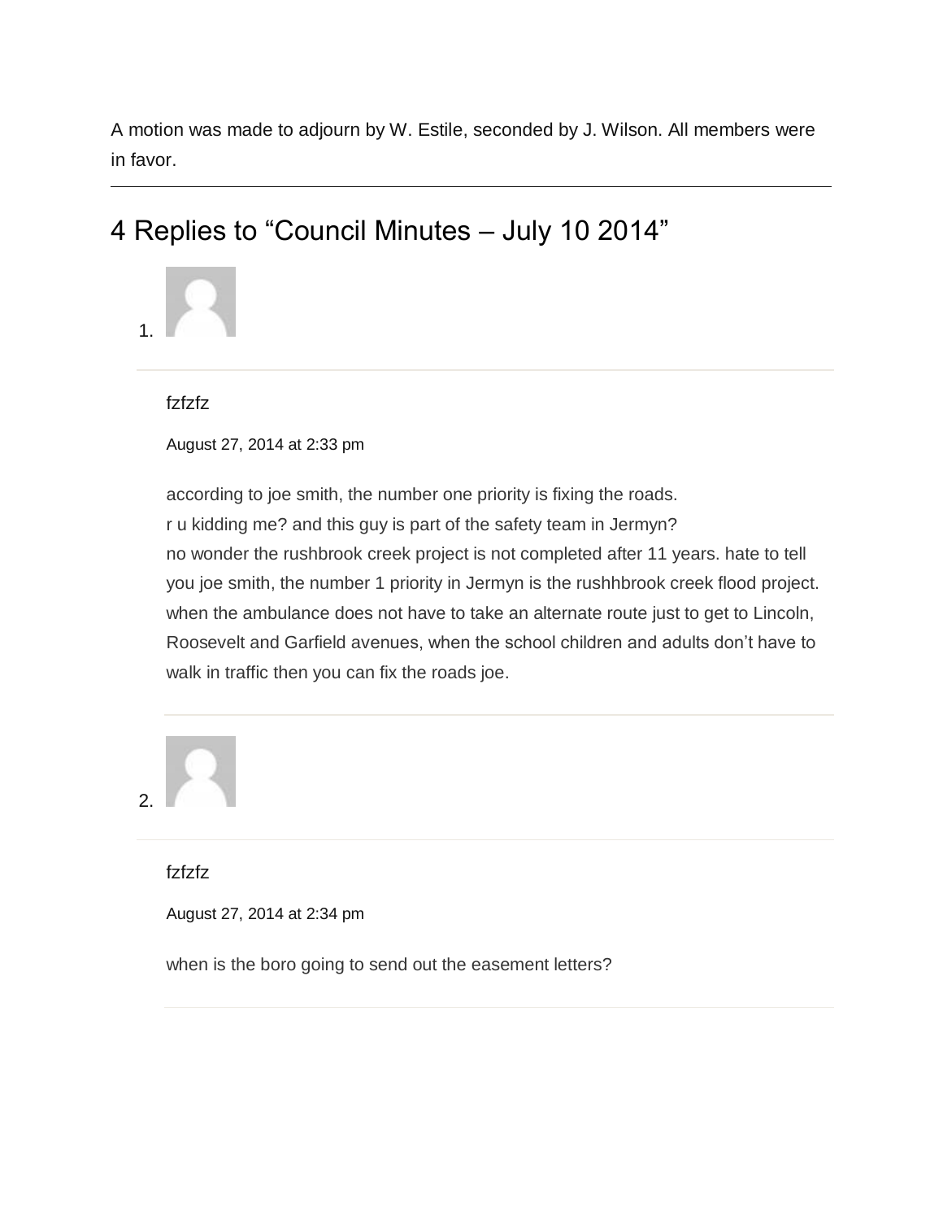A motion was made to adjourn by W. Estile, seconded by J. Wilson. All members were in favor.

---

## 4 Replies to "Council Minutes – July 10 2014"

1. fzfzfz

   August 27, 2014 at 2:33 pm

   according to joe smith, the number one priority is fixing the roads.
   r u kidding me? and this guy is part of the safety team in Jermyn?
   no wonder the rushbrook creek project is not completed after 11 years. hate to tell you joe smith, the number 1 priority in Jermyn is the rushhbrook creek flood project. when the ambulance does not have to take an alternate route just to get to Lincoln, Roosevelt and Garfield avenues, when the school children and adults don't have to walk in traffic then you can fix the roads joe.

2. fzfzfz

   August 27, 2014 at 2:34 pm

   when is the boro going to send out the easement letters?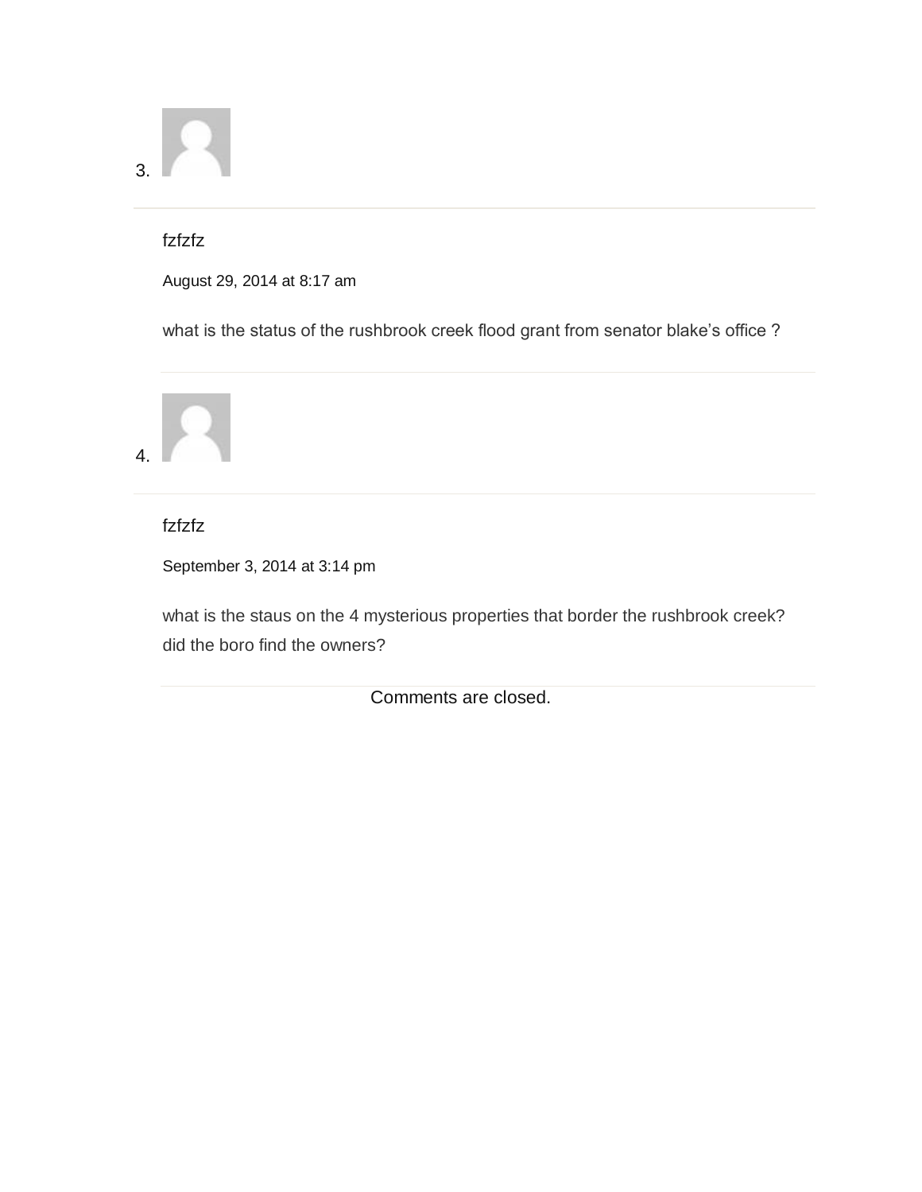3\.

fzfzfz

August 29, 2014 at 8:17 am

what is the status of the rushbrook creek flood grant from senator blake's office ?

4\.

fzfzfz

September 3, 2014 at 3:14 pm

what is the staus on the 4 mysterious properties that border the rushbrook creek? did the boro find the owners?

Comments are closed.